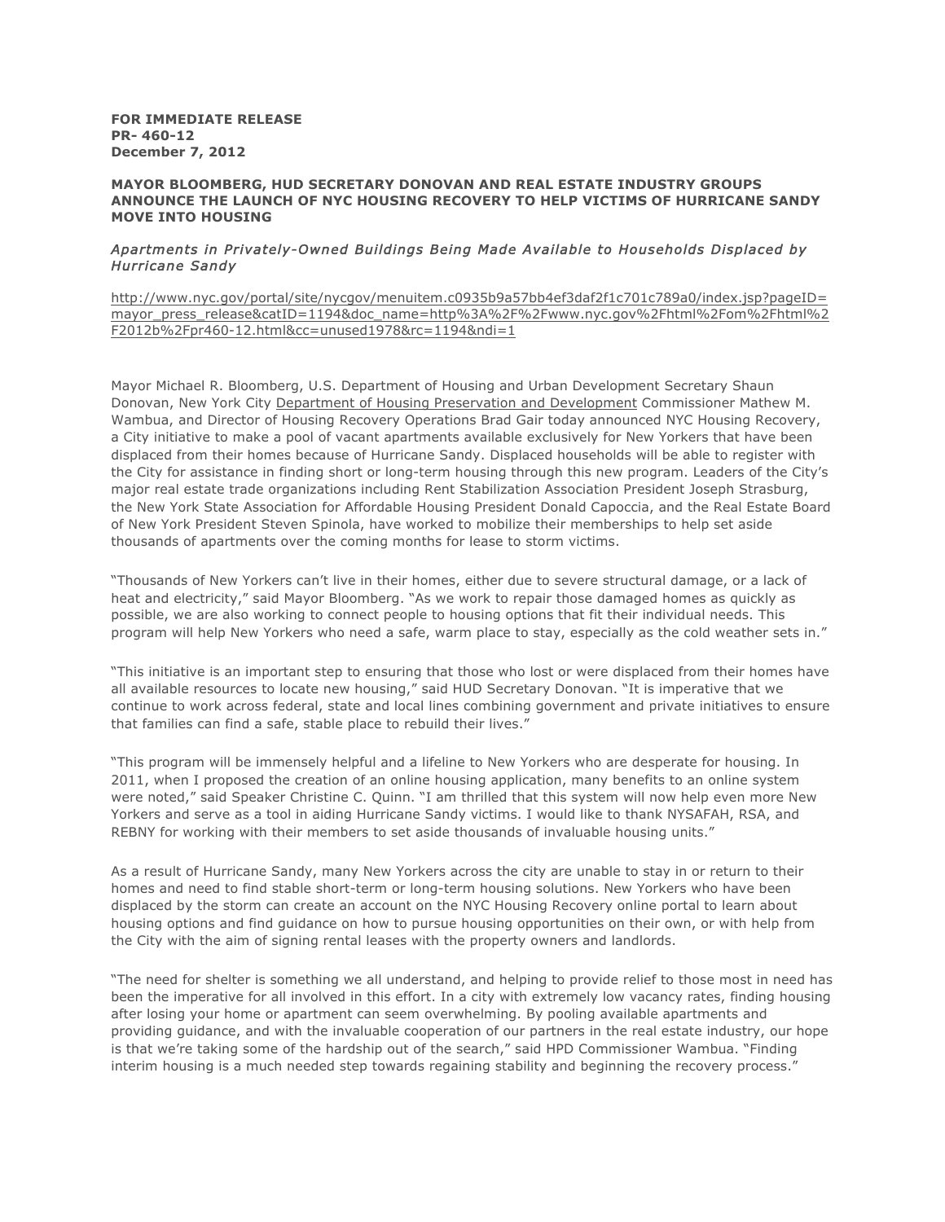**FOR IMMEDIATE RELEASE**
**PR- 460-12**
**December 7, 2012**

## MAYOR BLOOMBERG, HUD SECRETARY DONOVAN AND REAL ESTATE INDUSTRY GROUPS ANNOUNCE THE LAUNCH OF NYC HOUSING RECOVERY TO HELP VICTIMS OF HURRICANE SANDY MOVE INTO HOUSING

*Apartments in Privately-Owned Buildings Being Made Available to Households Displaced by Hurricane Sandy*

http://www.nyc.gov/portal/site/nycgov/menuitem.c0935b9a57bb4ef3daf2f1c701c789a0/index.jsp?pageID=mayor_press_release&catID=1194&doc_name=http%3A%2F%2Fwww.nyc.gov%2Fhtml%2Fom%2Fhtml%2F2012b%2Fpr460-12.html&cc=unused1978&rc=1194&ndi=1

Mayor Michael R. Bloomberg, U.S. Department of Housing and Urban Development Secretary Shaun Donovan, New York City Department of Housing Preservation and Development Commissioner Mathew M. Wambua, and Director of Housing Recovery Operations Brad Gair today announced NYC Housing Recovery, a City initiative to make a pool of vacant apartments available exclusively for New Yorkers that have been displaced from their homes because of Hurricane Sandy. Displaced households will be able to register with the City for assistance in finding short or long-term housing through this new program. Leaders of the City's major real estate trade organizations including Rent Stabilization Association President Joseph Strasburg, the New York State Association for Affordable Housing President Donald Capoccia, and the Real Estate Board of New York President Steven Spinola, have worked to mobilize their memberships to help set aside thousands of apartments over the coming months for lease to storm victims.

"Thousands of New Yorkers can't live in their homes, either due to severe structural damage, or a lack of heat and electricity," said Mayor Bloomberg. "As we work to repair those damaged homes as quickly as possible, we are also working to connect people to housing options that fit their individual needs. This program will help New Yorkers who need a safe, warm place to stay, especially as the cold weather sets in."

"This initiative is an important step to ensuring that those who lost or were displaced from their homes have all available resources to locate new housing," said HUD Secretary Donovan. "It is imperative that we continue to work across federal, state and local lines combining government and private initiatives to ensure that families can find a safe, stable place to rebuild their lives."

"This program will be immensely helpful and a lifeline to New Yorkers who are desperate for housing. In 2011, when I proposed the creation of an online housing application, many benefits to an online system were noted," said Speaker Christine C. Quinn. "I am thrilled that this system will now help even more New Yorkers and serve as a tool in aiding Hurricane Sandy victims. I would like to thank NYSAFAH, RSA, and REBNY for working with their members to set aside thousands of invaluable housing units."

As a result of Hurricane Sandy, many New Yorkers across the city are unable to stay in or return to their homes and need to find stable short-term or long-term housing solutions. New Yorkers who have been displaced by the storm can create an account on the NYC Housing Recovery online portal to learn about housing options and find guidance on how to pursue housing opportunities on their own, or with help from the City with the aim of signing rental leases with the property owners and landlords.

"The need for shelter is something we all understand, and helping to provide relief to those most in need has been the imperative for all involved in this effort. In a city with extremely low vacancy rates, finding housing after losing your home or apartment can seem overwhelming. By pooling available apartments and providing guidance, and with the invaluable cooperation of our partners in the real estate industry, our hope is that we're taking some of the hardship out of the search," said HPD Commissioner Wambua. "Finding interim housing is a much needed step towards regaining stability and beginning the recovery process."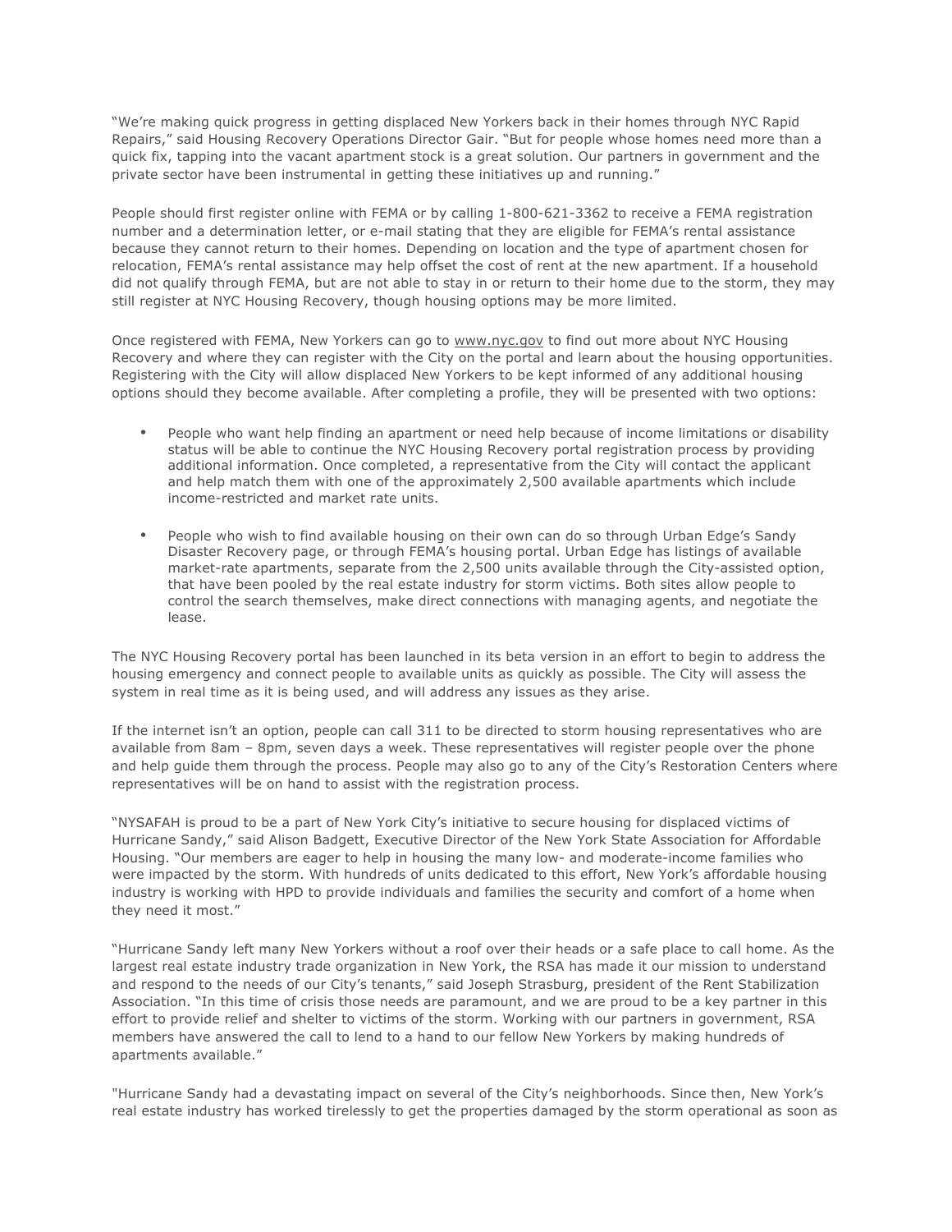"We're making quick progress in getting displaced New Yorkers back in their homes through NYC Rapid Repairs," said Housing Recovery Operations Director Gair. "But for people whose homes need more than a quick fix, tapping into the vacant apartment stock is a great solution. Our partners in government and the private sector have been instrumental in getting these initiatives up and running."

People should first register online with FEMA or by calling 1-800-621-3362 to receive a FEMA registration number and a determination letter, or e-mail stating that they are eligible for FEMA's rental assistance because they cannot return to their homes. Depending on location and the type of apartment chosen for relocation, FEMA's rental assistance may help offset the cost of rent at the new apartment. If a household did not qualify through FEMA, but are not able to stay in or return to their home due to the storm, they may still register at NYC Housing Recovery, though housing options may be more limited.

Once registered with FEMA, New Yorkers can go to www.nyc.gov to find out more about NYC Housing Recovery and where they can register with the City on the portal and learn about the housing opportunities. Registering with the City will allow displaced New Yorkers to be kept informed of any additional housing options should they become available. After completing a profile, they will be presented with two options:

- People who want help finding an apartment or need help because of income limitations or disability status will be able to continue the NYC Housing Recovery portal registration process by providing additional information. Once completed, a representative from the City will contact the applicant and help match them with one of the approximately 2,500 available apartments which include income-restricted and market rate units.

- People who wish to find available housing on their own can do so through Urban Edge's Sandy Disaster Recovery page, or through FEMA's housing portal. Urban Edge has listings of available market-rate apartments, separate from the 2,500 units available through the City-assisted option, that have been pooled by the real estate industry for storm victims. Both sites allow people to control the search themselves, make direct connections with managing agents, and negotiate the lease.

The NYC Housing Recovery portal has been launched in its beta version in an effort to begin to address the housing emergency and connect people to available units as quickly as possible. The City will assess the system in real time as it is being used, and will address any issues as they arise.

If the internet isn't an option, people can call 311 to be directed to storm housing representatives who are available from 8am – 8pm, seven days a week. These representatives will register people over the phone and help guide them through the process. People may also go to any of the City's Restoration Centers where representatives will be on hand to assist with the registration process.

"NYSAFAH is proud to be a part of New York City's initiative to secure housing for displaced victims of Hurricane Sandy," said Alison Badgett, Executive Director of the New York State Association for Affordable Housing. "Our members are eager to help in housing the many low- and moderate-income families who were impacted by the storm. With hundreds of units dedicated to this effort, New York's affordable housing industry is working with HPD to provide individuals and families the security and comfort of a home when they need it most."

"Hurricane Sandy left many New Yorkers without a roof over their heads or a safe place to call home. As the largest real estate industry trade organization in New York, the RSA has made it our mission to understand and respond to the needs of our City's tenants," said Joseph Strasburg, president of the Rent Stabilization Association. "In this time of crisis those needs are paramount, and we are proud to be a key partner in this effort to provide relief and shelter to victims of the storm. Working with our partners in government, RSA members have answered the call to lend to a hand to our fellow New Yorkers by making hundreds of apartments available."

"Hurricane Sandy had a devastating impact on several of the City's neighborhoods. Since then, New York's real estate industry has worked tirelessly to get the properties damaged by the storm operational as soon as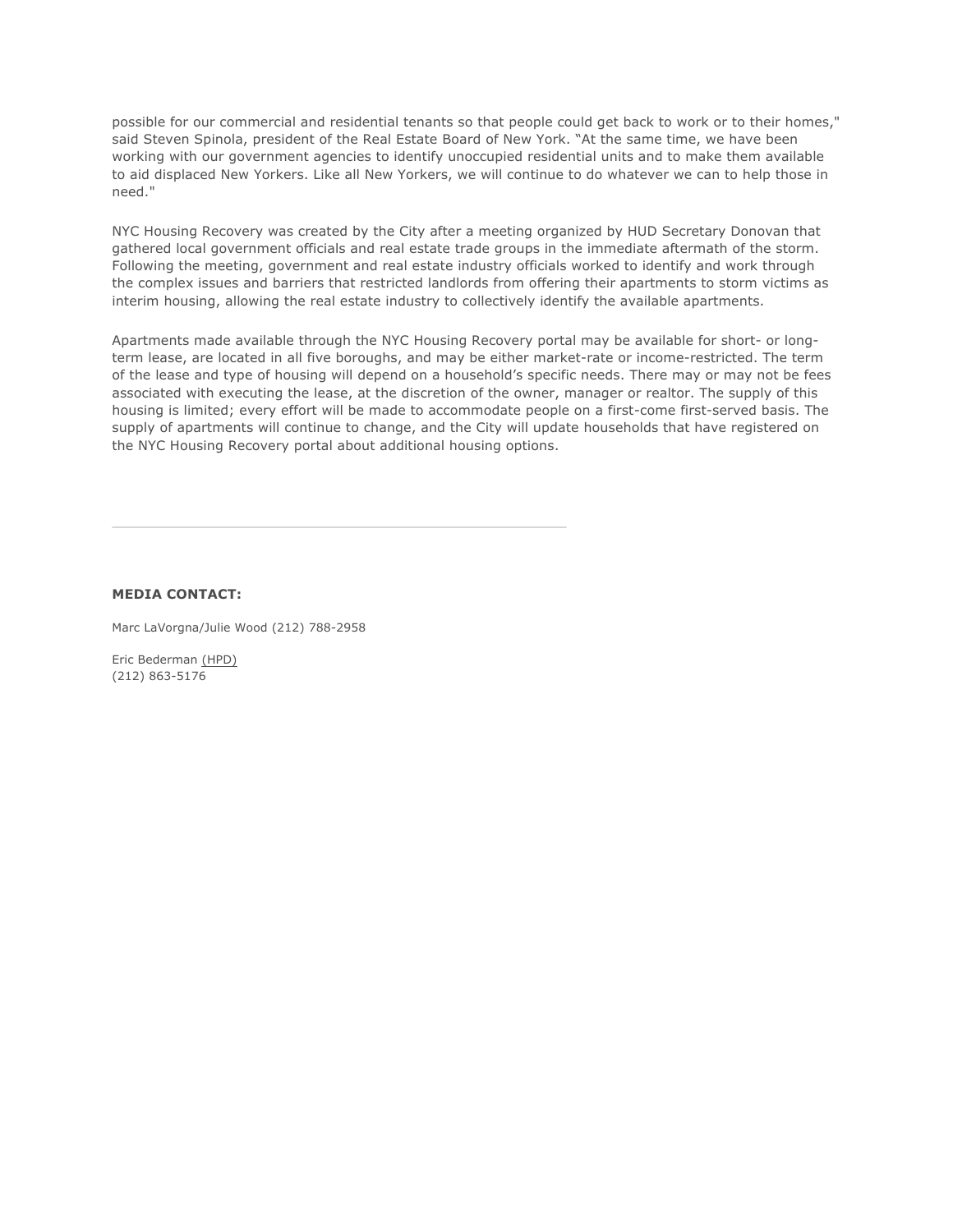possible for our commercial and residential tenants so that people could get back to work or to their homes," said Steven Spinola, president of the Real Estate Board of New York. "At the same time, we have been working with our government agencies to identify unoccupied residential units and to make them available to aid displaced New Yorkers. Like all New Yorkers, we will continue to do whatever we can to help those in need."

NYC Housing Recovery was created by the City after a meeting organized by HUD Secretary Donovan that gathered local government officials and real estate trade groups in the immediate aftermath of the storm. Following the meeting, government and real estate industry officials worked to identify and work through the complex issues and barriers that restricted landlords from offering their apartments to storm victims as interim housing, allowing the real estate industry to collectively identify the available apartments.

Apartments made available through the NYC Housing Recovery portal may be available for short- or long-term lease, are located in all five boroughs, and may be either market-rate or income-restricted. The term of the lease and type of housing will depend on a household's specific needs. There may or may not be fees associated with executing the lease, at the discretion of the owner, manager or realtor. The supply of this housing is limited; every effort will be made to accommodate people on a first-come first-served basis. The supply of apartments will continue to change, and the City will update households that have registered on the NYC Housing Recovery portal about additional housing options.

---

**MEDIA CONTACT:**

Marc LaVorgna/Julie Wood (212) 788-2958

Eric Bederman (HPD)
(212) 863-5176